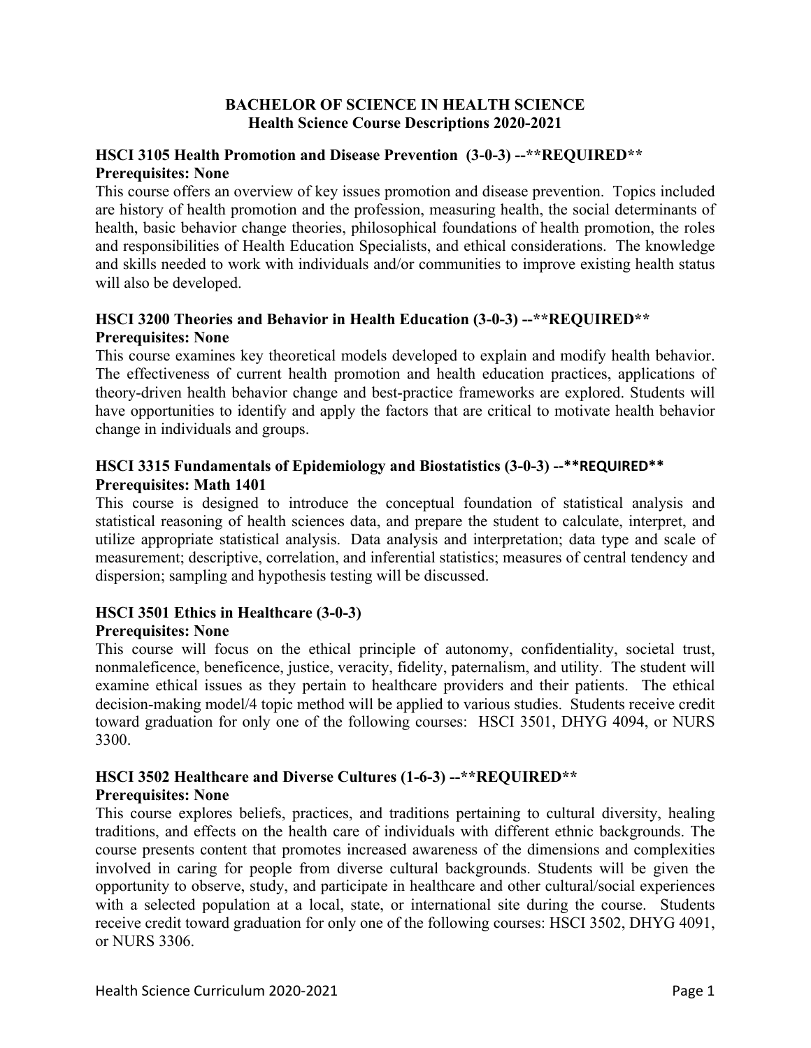# BACHELOR OF SCIENCE IN HEALTH SCIENCE
## Health Science Course Descriptions 2020-2021

### HSCI 3105 Health Promotion and Disease Prevention (3-0-3) --**REQUIRED**
**Prerequisites: None**

This course offers an overview of key issues promotion and disease prevention. Topics included are history of health promotion and the profession, measuring health, the social determinants of health, basic behavior change theories, philosophical foundations of health promotion, the roles and responsibilities of Health Education Specialists, and ethical considerations. The knowledge and skills needed to work with individuals and/or communities to improve existing health status will also be developed.

### HSCI 3200 Theories and Behavior in Health Education (3-0-3) --**REQUIRED**
**Prerequisites: None**

This course examines key theoretical models developed to explain and modify health behavior. The effectiveness of current health promotion and health education practices, applications of theory-driven health behavior change and best-practice frameworks are explored. Students will have opportunities to identify and apply the factors that are critical to motivate health behavior change in individuals and groups.

### HSCI 3315 Fundamentals of Epidemiology and Biostatistics (3-0-3) --**REQUIRED**
**Prerequisites: Math 1401**

This course is designed to introduce the conceptual foundation of statistical analysis and statistical reasoning of health sciences data, and prepare the student to calculate, interpret, and utilize appropriate statistical analysis. Data analysis and interpretation; data type and scale of measurement; descriptive, correlation, and inferential statistics; measures of central tendency and dispersion; sampling and hypothesis testing will be discussed.

### HSCI 3501 Ethics in Healthcare (3-0-3)
**Prerequisites: None**

This course will focus on the ethical principle of autonomy, confidentiality, societal trust, nonmaleficence, beneficence, justice, veracity, fidelity, paternalism, and utility. The student will examine ethical issues as they pertain to healthcare providers and their patients. The ethical decision-making model/4 topic method will be applied to various studies. Students receive credit toward graduation for only one of the following courses: HSCI 3501, DHYG 4094, or NURS 3300.

### HSCI 3502 Healthcare and Diverse Cultures (1-6-3) --**REQUIRED**
**Prerequisites: None**

This course explores beliefs, practices, and traditions pertaining to cultural diversity, healing traditions, and effects on the health care of individuals with different ethnic backgrounds. The course presents content that promotes increased awareness of the dimensions and complexities involved in caring for people from diverse cultural backgrounds. Students will be given the opportunity to observe, study, and participate in healthcare and other cultural/social experiences with a selected population at a local, state, or international site during the course. Students receive credit toward graduation for only one of the following courses: HSCI 3502, DHYG 4091, or NURS 3306.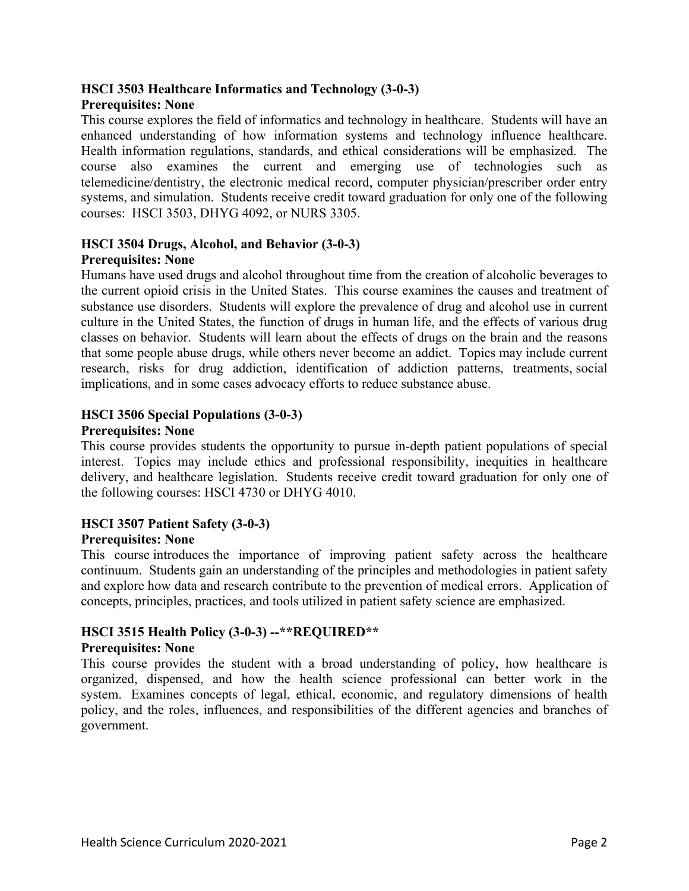**HSCI 3503 Healthcare Informatics and Technology (3-0-3)**
**Prerequisites: None**

This course explores the field of informatics and technology in healthcare. Students will have an enhanced understanding of how information systems and technology influence healthcare. Health information regulations, standards, and ethical considerations will be emphasized. The course also examines the current and emerging use of technologies such as telemedicine/dentistry, the electronic medical record, computer physician/prescriber order entry systems, and simulation. Students receive credit toward graduation for only one of the following courses: HSCI 3503, DHYG 4092, or NURS 3305.

**HSCI 3504 Drugs, Alcohol, and Behavior (3-0-3)**
**Prerequisites: None**

Humans have used drugs and alcohol throughout time from the creation of alcoholic beverages to the current opioid crisis in the United States. This course examines the causes and treatment of substance use disorders. Students will explore the prevalence of drug and alcohol use in current culture in the United States, the function of drugs in human life, and the effects of various drug classes on behavior. Students will learn about the effects of drugs on the brain and the reasons that some people abuse drugs, while others never become an addict. Topics may include current research, risks for drug addiction, identification of addiction patterns, treatments, social implications, and in some cases advocacy efforts to reduce substance abuse.

**HSCI 3506 Special Populations (3-0-3)**
**Prerequisites: None**

This course provides students the opportunity to pursue in-depth patient populations of special interest. Topics may include ethics and professional responsibility, inequities in healthcare delivery, and healthcare legislation. Students receive credit toward graduation for only one of the following courses: HSCI 4730 or DHYG 4010.

**HSCI 3507 Patient Safety (3-0-3)**
**Prerequisites: None**

This course introduces the importance of improving patient safety across the healthcare continuum. Students gain an understanding of the principles and methodologies in patient safety and explore how data and research contribute to the prevention of medical errors. Application of concepts, principles, practices, and tools utilized in patient safety science are emphasized.

**HSCI 3515 Health Policy (3-0-3) --\*\*REQUIRED\*\***
**Prerequisites: None**

This course provides the student with a broad understanding of policy, how healthcare is organized, dispensed, and how the health science professional can better work in the system. Examines concepts of legal, ethical, economic, and regulatory dimensions of health policy, and the roles, influences, and responsibilities of the different agencies and branches of government.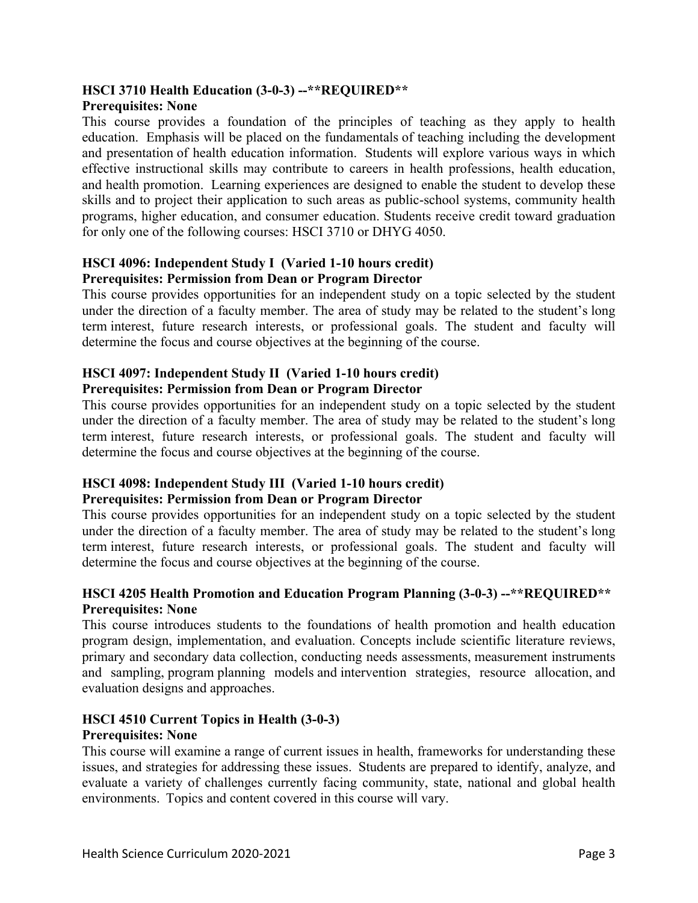### HSCI 3710 Health Education (3-0-3) --**REQUIRED**

**Prerequisites: None**

This course provides a foundation of the principles of teaching as they apply to health education. Emphasis will be placed on the fundamentals of teaching including the development and presentation of health education information. Students will explore various ways in which effective instructional skills may contribute to careers in health professions, health education, and health promotion. Learning experiences are designed to enable the student to develop these skills and to project their application to such areas as public-school systems, community health programs, higher education, and consumer education. Students receive credit toward graduation for only one of the following courses: HSCI 3710 or DHYG 4050.

### HSCI 4096: Independent Study I (Varied 1-10 hours credit)

**Prerequisites: Permission from Dean or Program Director**

This course provides opportunities for an independent study on a topic selected by the student under the direction of a faculty member. The area of study may be related to the student's long term interest, future research interests, or professional goals. The student and faculty will determine the focus and course objectives at the beginning of the course.

### HSCI 4097: Independent Study II (Varied 1-10 hours credit)

**Prerequisites: Permission from Dean or Program Director**

This course provides opportunities for an independent study on a topic selected by the student under the direction of a faculty member. The area of study may be related to the student's long term interest, future research interests, or professional goals. The student and faculty will determine the focus and course objectives at the beginning of the course.

### HSCI 4098: Independent Study III (Varied 1-10 hours credit)

**Prerequisites: Permission from Dean or Program Director**

This course provides opportunities for an independent study on a topic selected by the student under the direction of a faculty member. The area of study may be related to the student's long term interest, future research interests, or professional goals. The student and faculty will determine the focus and course objectives at the beginning of the course.

### HSCI 4205 Health Promotion and Education Program Planning (3-0-3) --**REQUIRED**

**Prerequisites: None**

This course introduces students to the foundations of health promotion and health education program design, implementation, and evaluation. Concepts include scientific literature reviews, primary and secondary data collection, conducting needs assessments, measurement instruments and sampling, program planning models and intervention strategies, resource allocation, and evaluation designs and approaches.

### HSCI 4510 Current Topics in Health (3-0-3)

**Prerequisites: None**

This course will examine a range of current issues in health, frameworks for understanding these issues, and strategies for addressing these issues. Students are prepared to identify, analyze, and evaluate a variety of challenges currently facing community, state, national and global health environments. Topics and content covered in this course will vary.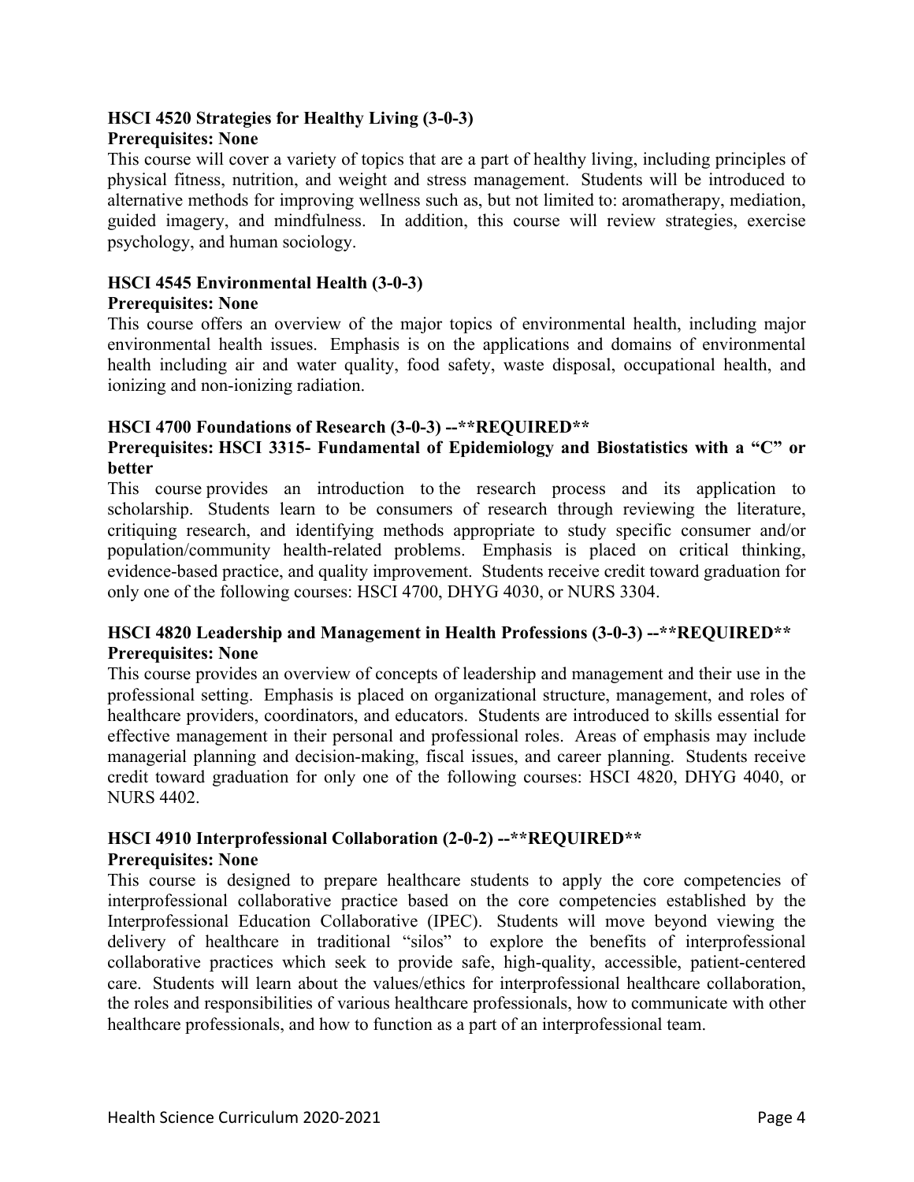### HSCI 4520 Strategies for Healthy Living (3-0-3)

**Prerequisites: None**

This course will cover a variety of topics that are a part of healthy living, including principles of physical fitness, nutrition, and weight and stress management. Students will be introduced to alternative methods for improving wellness such as, but not limited to: aromatherapy, mediation, guided imagery, and mindfulness. In addition, this course will review strategies, exercise psychology, and human sociology.

### HSCI 4545 Environmental Health (3-0-3)

**Prerequisites: None**

This course offers an overview of the major topics of environmental health, including major environmental health issues. Emphasis is on the applications and domains of environmental health including air and water quality, food safety, waste disposal, occupational health, and ionizing and non-ionizing radiation.

### HSCI 4700 Foundations of Research (3-0-3) --**REQUIRED**

**Prerequisites: HSCI 3315- Fundamental of Epidemiology and Biostatistics with a "C" or better**

This course provides an introduction to the research process and its application to scholarship. Students learn to be consumers of research through reviewing the literature, critiquing research, and identifying methods appropriate to study specific consumer and/or population/community health-related problems. Emphasis is placed on critical thinking, evidence-based practice, and quality improvement. Students receive credit toward graduation for only one of the following courses: HSCI 4700, DHYG 4030, or NURS 3304.

### HSCI 4820 Leadership and Management in Health Professions (3-0-3) --**REQUIRED**

**Prerequisites: None**

This course provides an overview of concepts of leadership and management and their use in the professional setting. Emphasis is placed on organizational structure, management, and roles of healthcare providers, coordinators, and educators. Students are introduced to skills essential for effective management in their personal and professional roles. Areas of emphasis may include managerial planning and decision-making, fiscal issues, and career planning. Students receive credit toward graduation for only one of the following courses: HSCI 4820, DHYG 4040, or NURS 4402.

### HSCI 4910 Interprofessional Collaboration (2-0-2) --**REQUIRED**

**Prerequisites: None**

This course is designed to prepare healthcare students to apply the core competencies of interprofessional collaborative practice based on the core competencies established by the Interprofessional Education Collaborative (IPEC). Students will move beyond viewing the delivery of healthcare in traditional "silos" to explore the benefits of interprofessional collaborative practices which seek to provide safe, high-quality, accessible, patient-centered care. Students will learn about the values/ethics for interprofessional healthcare collaboration, the roles and responsibilities of various healthcare professionals, how to communicate with other healthcare professionals, and how to function as a part of an interprofessional team.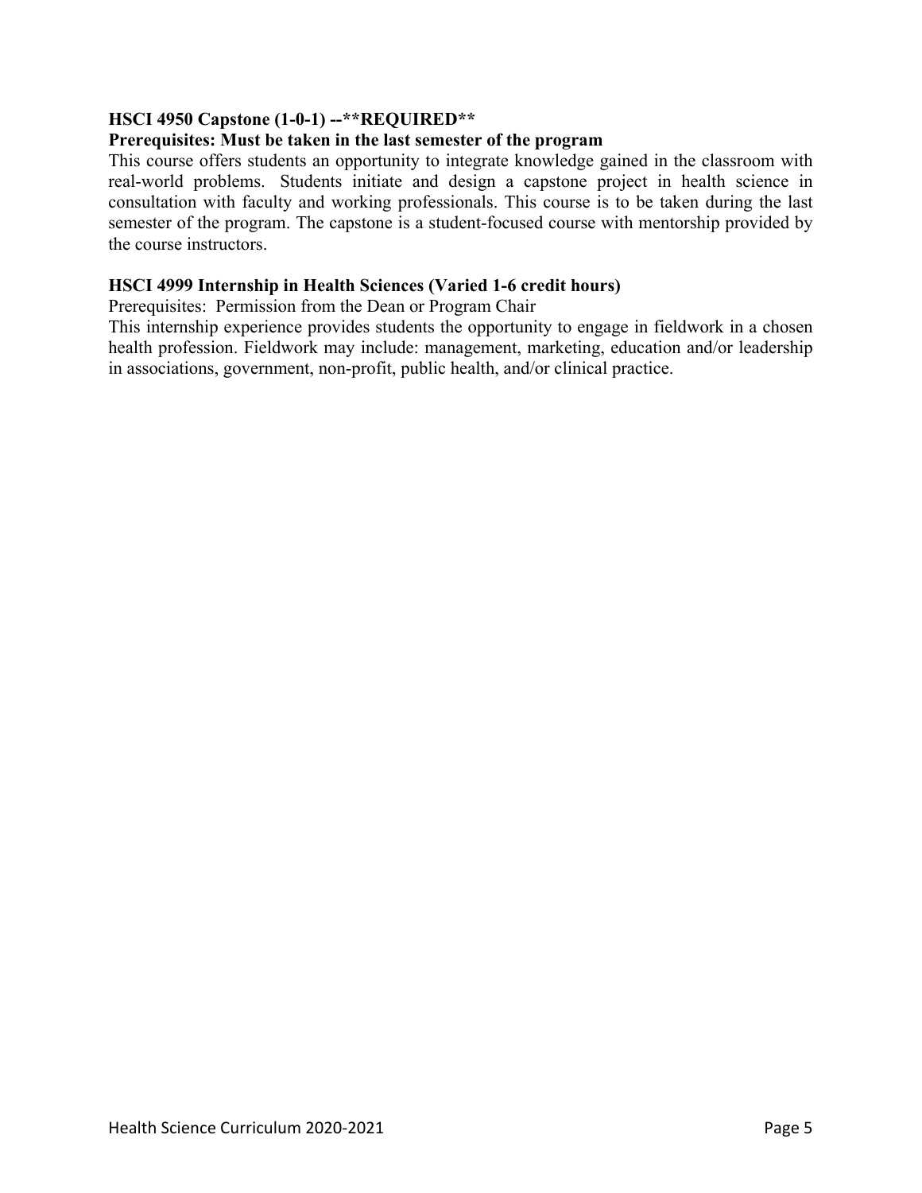**HSCI 4950 Capstone (1-0-1) --**REQUIRED****

**Prerequisites: Must be taken in the last semester of the program**

This course offers students an opportunity to integrate knowledge gained in the classroom with real-world problems. Students initiate and design a capstone project in health science in consultation with faculty and working professionals. This course is to be taken during the last semester of the program. The capstone is a student-focused course with mentorship provided by the course instructors.

**HSCI 4999 Internship in Health Sciences (Varied 1-6 credit hours)**

Prerequisites: Permission from the Dean or Program Chair

This internship experience provides students the opportunity to engage in fieldwork in a chosen health profession. Fieldwork may include: management, marketing, education and/or leadership in associations, government, non-profit, public health, and/or clinical practice.